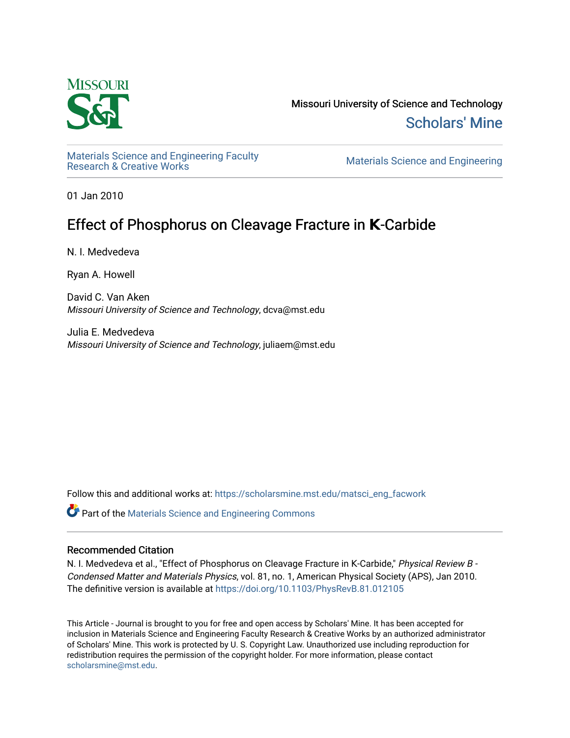Missouri University of Science and Technology

Scholars' Mine

Materials Science and Engineering Faculty Research & Creative Works

Materials Science and Engineering

01 Jan 2010

# Effect of Phosphorus on Cleavage Fracture in **K**-Carbide

N. I. Medvedeva

Ryan A. Howell

David C. Van Aken
*Missouri University of Science and Technology*, dcva@mst.edu

Julia E. Medvedeva
*Missouri University of Science and Technology*, juliaem@mst.edu

Follow this and additional works at: https://scholarsmine.mst.edu/matsci_eng_facwork

Part of the Materials Science and Engineering Commons

## Recommended Citation

N. I. Medvedeva et al., "Effect of Phosphorus on Cleavage Fracture in K-Carbide," *Physical Review B - Condensed Matter and Materials Physics*, vol. 81, no. 1, American Physical Society (APS), Jan 2010. The definitive version is available at https://doi.org/10.1103/PhysRevB.81.012105

This Article - Journal is brought to you for free and open access by Scholars' Mine. It has been accepted for inclusion in Materials Science and Engineering Faculty Research & Creative Works by an authorized administrator of Scholars' Mine. This work is protected by U. S. Copyright Law. Unauthorized use including reproduction for redistribution requires the permission of the copyright holder. For more information, please contact scholarsmine@mst.edu.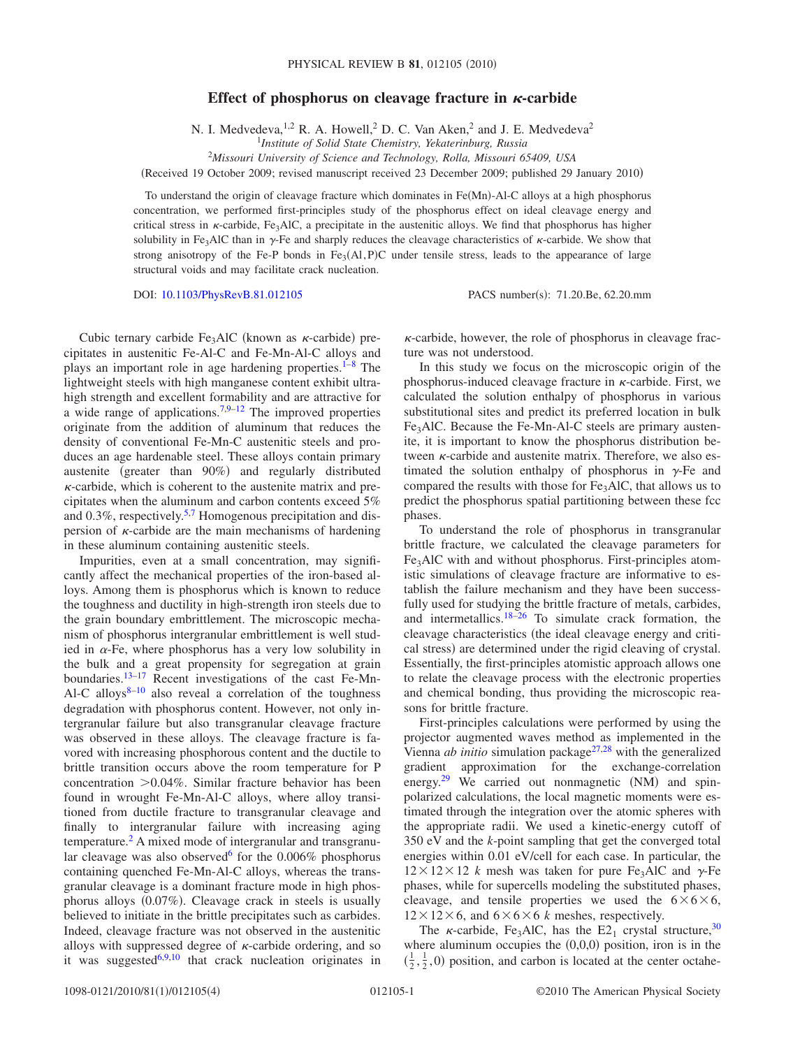# Effect of phosphorus on cleavage fracture in κ-carbide

N. I. Medvedeva,[1,2] R. A. Howell,[2] D. C. Van Aken,[2] and J. E. Medvedeva[2]

[1]*Institute of Solid State Chemistry, Yekaterinburg, Russia*

[2]*Missouri University of Science and Technology, Rolla, Missouri 65409, USA*

(Received 19 October 2009; revised manuscript received 23 December 2009; published 29 January 2010)

To understand the origin of cleavage fracture which dominates in Fe(Mn)-Al-C alloys at a high phosphorus concentration, we performed first-principles study of the phosphorus effect on ideal cleavage energy and critical stress in κ-carbide, $Fe_3AlC$, a precipitate in the austenitic alloys. We find that phosphorus has higher solubility in $Fe_3AlC$ than in γ-Fe and sharply reduces the cleavage characteristics of κ-carbide. We show that strong anisotropy of the Fe-P bonds in $Fe_3(Al,P)C$ under tensile stress, leads to the appearance of large structural voids and may facilitate crack nucleation.

DOI: 10.1103/PhysRevB.81.012105 PACS number(s): 71.20.Be, 62.20.mm

Cubic ternary carbide $Fe_3AlC$ (known as κ-carbide) precipitates in austenitic Fe-Al-C and Fe-Mn-Al-C alloys and plays an important role in age hardening properties.[1–8] The lightweight steels with high manganese content exhibit ultrahigh strength and excellent formability and are attractive for a wide range of applications.[7,9–12] The improved properties originate from the addition of aluminum that reduces the density of conventional Fe-Mn-C austenitic steels and produces an age hardenable steel. These alloys contain primary austenite (greater than 90%) and regularly distributed κ-carbide, which is coherent to the austenite matrix and precipitates when the aluminum and carbon contents exceed 5% and 0.3%, respectively.[5,7] Homogenous precipitation and dispersion of κ-carbide are the main mechanisms of hardening in these aluminum containing austenitic steels.

Impurities, even at a small concentration, may significantly affect the mechanical properties of the iron-based alloys. Among them is phosphorus which is known to reduce the toughness and ductility in high-strength iron steels due to the grain boundary embrittlement. The microscopic mechanism of phosphorus intergranular embrittlement is well studied in α-Fe, where phosphorus has a very low solubility in the bulk and a great propensity for segregation at grain boundaries.[13–17] Recent investigations of the cast Fe-Mn-Al-C alloys[8–10] also reveal a correlation of the toughness degradation with phosphorus content. However, not only intergranular failure but also transgranular cleavage fracture was observed in these alloys. The cleavage fracture is favored with increasing phosphorous content and the ductile to brittle transition occurs above the room temperature for P concentration >0.04%. Similar fracture behavior has been found in wrought Fe-Mn-Al-C alloys, where alloy transitioned from ductile fracture to transgranular cleavage and finally to intergranular failure with increasing aging temperature.[2] A mixed mode of intergranular and transgranular cleavage was also observed[6] for the 0.006% phosphorus containing quenched Fe-Mn-Al-C alloys, whereas the transgranular cleavage is a dominant fracture mode in high phosphorus alloys (0.07%). Cleavage crack in steels is usually believed to initiate in the brittle precipitates such as carbides. Indeed, cleavage fracture was not observed in the austenitic alloys with suppressed degree of κ-carbide ordering, and so it was suggested[6,9,10] that crack nucleation originates in κ-carbide, however, the role of phosphorus in cleavage fracture was not understood.

In this study we focus on the microscopic origin of the phosphorus-induced cleavage fracture in κ-carbide. First, we calculated the solution enthalpy of phosphorus in various substitutional sites and predict its preferred location in bulk $Fe_3AlC$. Because the Fe-Mn-Al-C steels are primary austenite, it is important to know the phosphorus distribution between κ-carbide and austenite matrix. Therefore, we also estimated the solution enthalpy of phosphorus in γ-Fe and compared the results with those for $Fe_3AlC$, that allows us to predict the phosphorus spatial partitioning between these fcc phases.

To understand the role of phosphorus in transgranular brittle fracture, we calculated the cleavage parameters for $Fe_3AlC$ with and without phosphorus. First-principles atomistic simulations of cleavage fracture are informative to establish the failure mechanism and they have been successfully used for studying the brittle fracture of metals, carbides, and intermetallics.[18–26] To simulate crack formation, the cleavage characteristics (the ideal cleavage energy and critical stress) are determined under the rigid cleaving of crystal. Essentially, the first-principles atomistic approach allows one to relate the cleavage process with the electronic properties and chemical bonding, thus providing the microscopic reasons for brittle fracture.

First-principles calculations were performed by using the projector augmented waves method as implemented in the Vienna *ab initio* simulation package[27,28] with the generalized gradient approximation for the exchange-correlation energy.[29] We carried out nonmagnetic (NM) and spin-polarized calculations, the local magnetic moments were estimated through the integration over the atomic spheres with the appropriate radii. We used a kinetic-energy cutoff of 350 eV and the *k*-point sampling that get the converged total energies within 0.01 eV/cell for each case. In particular, the $12\times12\times12$ *k* mesh was taken for pure $Fe_3AlC$ and γ-Fe phases, while for supercells modeling the substituted phases, cleavage, and tensile properties we used the $6\times6\times6$, $12\times12\times6$, and $6\times6\times6$ *k* meshes, respectively.

The κ-carbide, $Fe_3AlC$, has the $E2_1$ crystal structure,[30] where aluminum occupies the (0,0,0) position, iron is in the $(\frac{1}{2},\frac{1}{2},0)$ position, and carbon is located at the center octahe-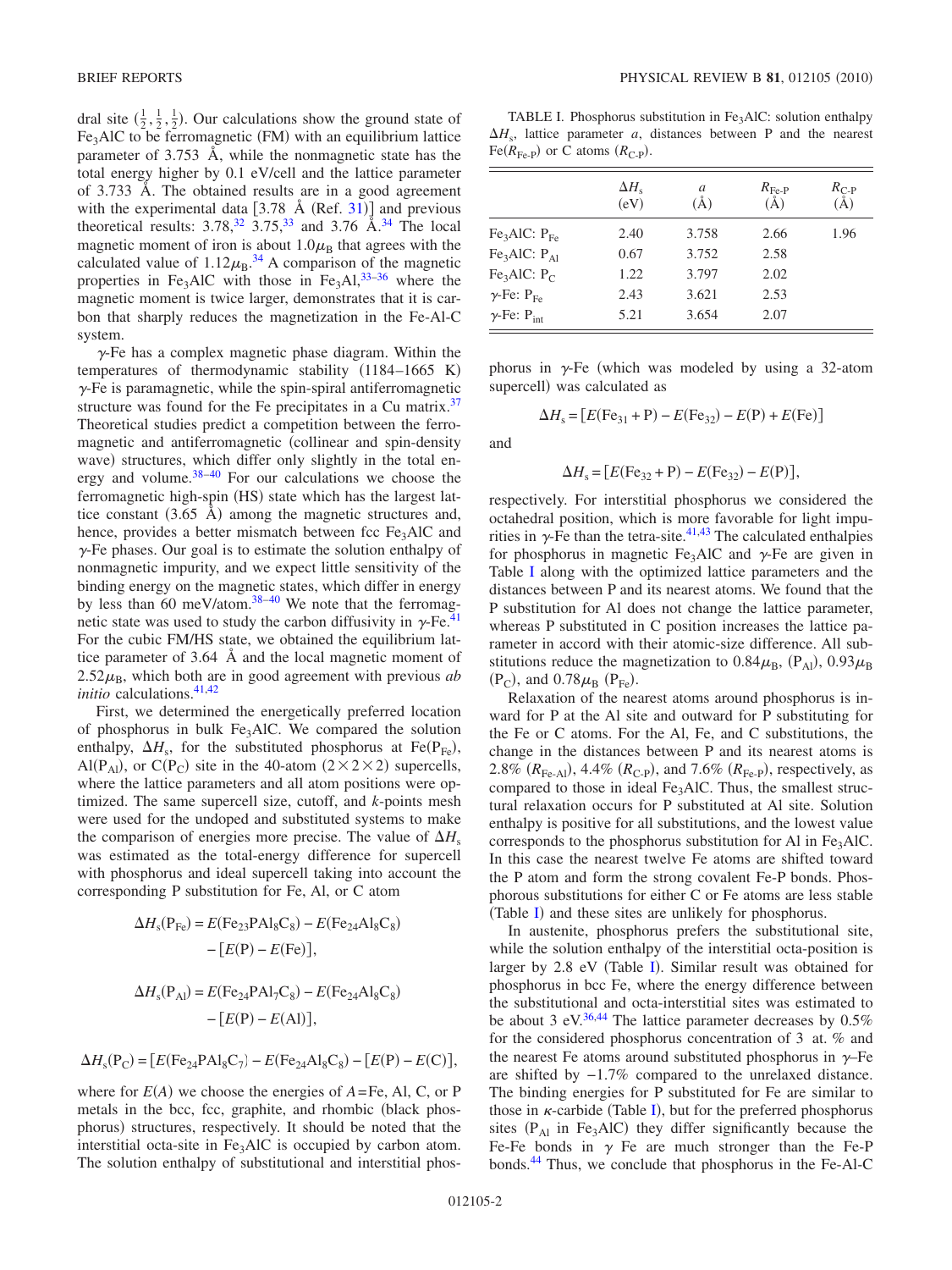dral site $(\frac{1}{2},\frac{1}{2},\frac{1}{2})$. Our calculations show the ground state of $Fe_3AlC$ to be ferromagnetic (FM) with an equilibrium lattice parameter of 3.753 Å, while the nonmagnetic state has the total energy higher by 0.1 eV/cell and the lattice parameter of 3.733 Å. The obtained results are in a good agreement with the experimental data [3.78 Å (Ref. 31)] and previous theoretical results: 3.78,[32] 3.75,[33] and 3.76 Å.[34] The local magnetic moment of iron is about $1.0\mu_B$ that agrees with the calculated value of $1.12\mu_B$.[34] A comparison of the magnetic properties in $Fe_3AlC$ with those in $Fe_3Al$,[33–36] where the magnetic moment is twice larger, demonstrates that it is carbon that sharply reduces the magnetization in the Fe-Al-C system.

$\gamma$-Fe has a complex magnetic phase diagram. Within the temperatures of thermodynamic stability (1184–1665 K) $\gamma$-Fe is paramagnetic, while the spin-spiral antiferromagnetic structure was found for the Fe precipitates in a Cu matrix.[37] Theoretical studies predict a competition between the ferromagnetic and antiferromagnetic (collinear and spin-density wave) structures, which differ only slightly in the total energy and volume.[38–40] For our calculations we choose the ferromagnetic high-spin (HS) state which has the largest lattice constant (3.65 Å) among the magnetic structures and, hence, provides a better mismatch between fcc $Fe_3AlC$ and $\gamma$-Fe phases. Our goal is to estimate the solution enthalpy of nonmagnetic impurity, and we expect little sensitivity of the binding energy on the magnetic states, which differ in energy by less than 60 meV/atom.[38–40] We note that the ferromagnetic state was used to study the carbon diffusivity in $\gamma$-Fe.[41] For the cubic FM/HS state, we obtained the equilibrium lattice parameter of 3.64 Å and the local magnetic moment of $2.52\mu_B$, which both are in good agreement with previous *ab initio* calculations.[41,42]

First, we determined the energetically preferred location of phosphorus in bulk $Fe_3AlC$. We compared the solution enthalpy, $\Delta H_s$, for the substituted phosphorus at Fe($P_{Fe}$), Al($P_{Al}$), or C($P_C$) site in the 40-atom $(2\times2\times2)$ supercells, where the lattice parameters and all atom positions were optimized. The same supercell size, cutoff, and *k*-points mesh were used for the undoped and substituted systems to make the comparison of energies more precise. The value of $\Delta H_s$ was estimated as the total-energy difference for supercell with phosphorus and ideal supercell taking into account the corresponding P substitution for Fe, Al, or C atom

$$\Delta H_s(P_{Fe}) = E(Fe_{23}PAl_8C_8) - E(Fe_{24}Al_8C_8) - [E(P) - E(Fe)],$$

$$\Delta H_s(P_{Al}) = E(Fe_{24}PAl_7C_8) - E(Fe_{24}Al_8C_8) - [E(P) - E(Al)],$$

$$\Delta H_s(P_C) = [E(Fe_{24}PAl_8C_7) - E(Fe_{24}Al_8C_8) - [E(P) - E(C)],$$

where for $E(A)$ we choose the energies of $A$=Fe, Al, C, or P metals in the bcc, fcc, graphite, and rhombic (black phosphorus) structures, respectively. It should be noted that the interstitial octa-site in $Fe_3AlC$ is occupied by carbon atom. The solution enthalpy of substitutional and interstitial phosphorus in $\gamma$-Fe (which was modeled by using a 32-atom supercell) was calculated as

$$\Delta H_s = [E(Fe_{31} + P) - E(Fe_{32}) - E(P) + E(Fe)]$$

and

$$\Delta H_s = [E(Fe_{32} + P) - E(Fe_{32}) - E(P)],$$

respectively. For interstitial phosphorus we considered the octahedral position, which is more favorable for light impurities in $\gamma$-Fe than the tetra-site.[41,43] The calculated enthalpies for phosphorus in magnetic $Fe_3AlC$ and $\gamma$-Fe are given in Table I along with the optimized lattice parameters and the distances between P and its nearest atoms. We found that the P substitution for Al does not change the lattice parameter, whereas P substituted in C position increases the lattice parameter in accord with their atomic-size difference. All substitutions reduce the magnetization to $0.84\mu_B$, ($P_{Al}$), $0.93\mu_B$ ($P_C$), and $0.78\mu_B$ ($P_{Fe}$).

TABLE I. Phosphorus substitution in $Fe_3AlC$: solution enthalpy $\Delta H_s$, lattice parameter $a$, distances between P and the nearest Fe($R_{Fe\text{-}P}$) or C atoms ($R_{C\text{-}P}$).

| | $\Delta H_s$ (eV) | $a$ (Å) | $R_{Fe\text{-}P}$ (Å) | $R_{C\text{-}P}$ (Å) |
|---|---|---|---|---|
| $Fe_3AlC$: $P_{Fe}$ | 2.40 | 3.758 | 2.66 | 1.96 |
| $Fe_3AlC$: $P_{Al}$ | 0.67 | 3.752 | 2.58 | |
| $Fe_3AlC$: $P_C$ | 1.22 | 3.797 | 2.02 | |
| $\gamma$-Fe: $P_{Fe}$ | 2.43 | 3.621 | 2.53 | |
| $\gamma$-Fe: $P_{int}$ | 5.21 | 3.654 | 2.07 | |

Relaxation of the nearest atoms around phosphorus is inward for P at the Al site and outward for P substituting for the Fe or C atoms. For the Al, Fe, and C substitutions, the change in the distances between P and its nearest atoms is 2.8% ($R_{Fe\text{-}Al}$), 4.4% ($R_{C\text{-}P}$), and 7.6% ($R_{Fe\text{-}P}$), respectively, as compared to those in ideal $Fe_3AlC$. Thus, the smallest structural relaxation occurs for P substituted at Al site. Solution enthalpy is positive for all substitutions, and the lowest value corresponds to the phosphorus substitution for Al in $Fe_3AlC$. In this case the nearest twelve Fe atoms are shifted toward the P atom and form the strong covalent Fe-P bonds. Phosphorous substitutions for either C or Fe atoms are less stable (Table I) and these sites are unlikely for phosphorus.

In austenite, phosphorus prefers the substitutional site, while the solution enthalpy of the interstitial octa-position is larger by 2.8 eV (Table I). Similar result was obtained for phosphorus in bcc Fe, where the energy difference between the substitutional and octa-interstitial sites was estimated to be about 3 eV.[36,44] The lattice parameter decreases by 0.5% for the considered phosphorus concentration of 3 at. % and the nearest Fe atoms around substituted phosphorus in $\gamma$–Fe are shifted by −1.7% compared to the unrelaxed distance. The binding energies for P substituted for Fe are similar to those in $\kappa$-carbide (Table I), but for the preferred phosphorus sites ($P_{Al}$ in $Fe_3AlC$) they differ significantly because the Fe-Fe bonds in $\gamma$ Fe are much stronger than the Fe-P bonds.[44] Thus, we conclude that phosphorus in the Fe-Al-C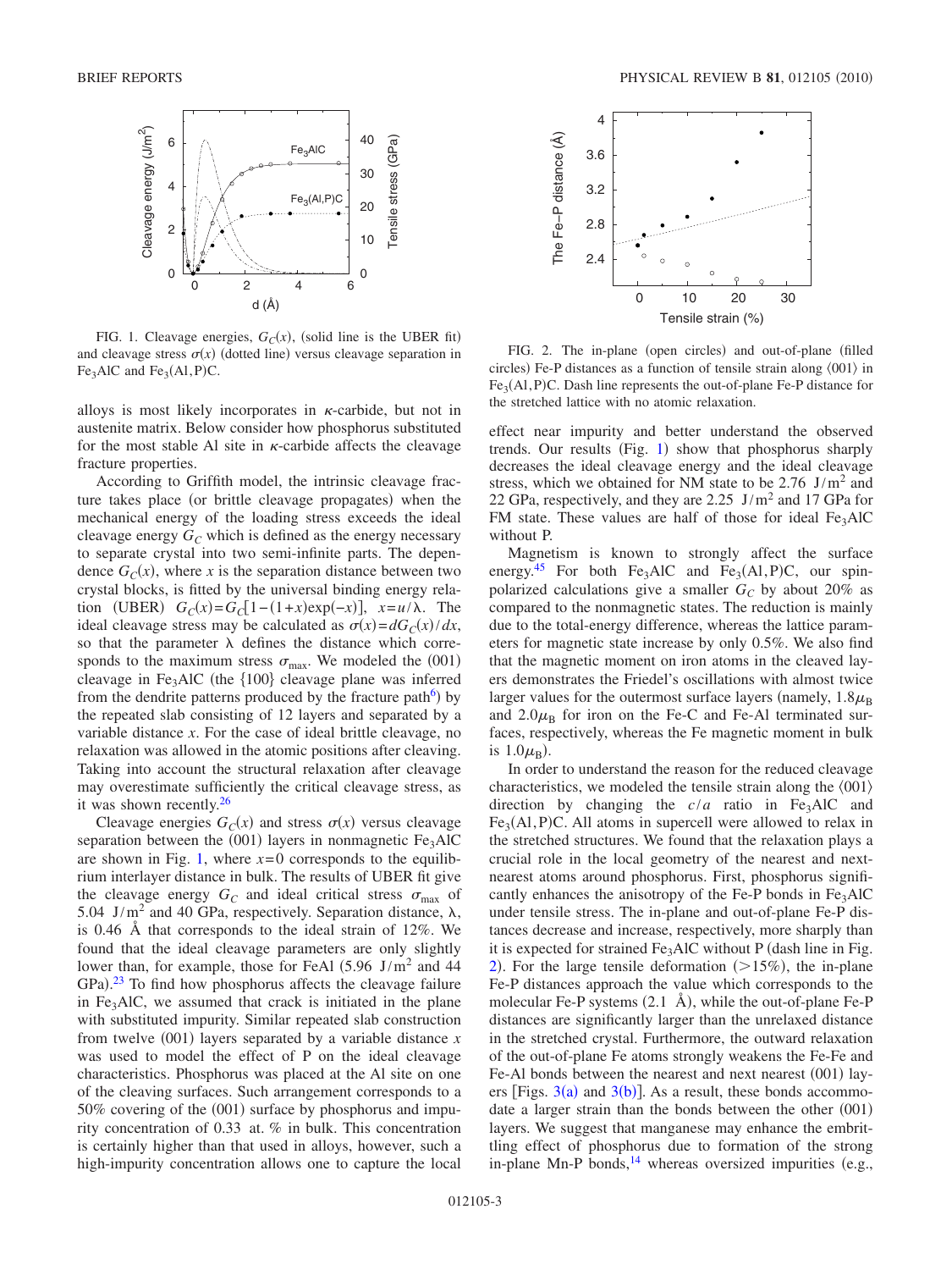FIG. 1. Cleavage energies, $G_C(x)$, (solid line is the UBER fit) and cleavage stress $\sigma(x)$ (dotted line) versus cleavage separation in $Fe_3AlC$ and $Fe_3(Al,P)C$.

FIG. 2. The in-plane (open circles) and out-of-plane (filled circles) Fe-P distances as a function of tensile strain along ⟨001⟩ in $Fe_3(Al,P)C$. Dash line represents the out-of-plane Fe-P distance for the stretched lattice with no atomic relaxation.

alloys is most likely incorporates in κ-carbide, but not in austenite matrix. Below consider how phosphorus substituted for the most stable Al site in κ-carbide affects the cleavage fracture properties.

According to Griffith model, the intrinsic cleavage fracture takes place (or brittle cleavage propagates) when the mechanical energy of the loading stress exceeds the ideal cleavage energy $G_C$ which is defined as the energy necessary to separate crystal into two semi-infinite parts. The dependence $G_C(x)$, where $x$ is the separation distance between two crystal blocks, is fitted by the universal binding energy relation (UBER) $G_C(x)=G_C[1-(1+x)\exp(-x)]$, $x=u/\lambda$. The ideal cleavage stress may be calculated as $\sigma(x)=dG_C(x)/dx$, so that the parameter $\lambda$ defines the distance which corresponds to the maximum stress $\sigma_{max}$. We modeled the (001) cleavage in $Fe_3AlC$ (the {100} cleavage plane was inferred from the dendrite patterns produced by the fracture path[6]) by the repeated slab consisting of 12 layers and separated by a variable distance $x$. For the case of ideal brittle cleavage, no relaxation was allowed in the atomic positions after cleaving. Taking into account the structural relaxation after cleavage may overestimate sufficiently the critical cleavage stress, as it was shown recently.[26]

Cleavage energies $G_C(x)$ and stress $\sigma(x)$ versus cleavage separation between the (001) layers in nonmagnetic $Fe_3AlC$ are shown in Fig. 1, where $x=0$ corresponds to the equilibrium interlayer distance in bulk. The results of UBER fit give the cleavage energy $G_C$ and ideal critical stress $\sigma_{max}$ of 5.04 $J/m^2$ and 40 GPa, respectively. Separation distance, $\lambda$, is 0.46 Å that corresponds to the ideal strain of 12%. We found that the ideal cleavage parameters are only slightly lower than, for example, those for FeAl (5.96 $J/m^2$ and 44 GPa).[23] To find how phosphorus affects the cleavage failure in $Fe_3AlC$, we assumed that crack is initiated in the plane with substituted impurity. Similar repeated slab construction from twelve (001) layers separated by a variable distance $x$ was used to model the effect of P on the ideal cleavage characteristics. Phosphorus was placed at the Al site on one of the cleaving surfaces. Such arrangement corresponds to a 50% covering of the (001) surface by phosphorus and impurity concentration of 0.33 at. % in bulk. This concentration is certainly higher than that used in alloys, however, such a high-impurity concentration allows one to capture the local effect near impurity and better understand the observed trends. Our results (Fig. 1) show that phosphorus sharply decreases the ideal cleavage energy and the ideal cleavage stress, which we obtained for NM state to be 2.76 $J/m^2$ and 22 GPa, respectively, and they are 2.25 $J/m^2$ and 17 GPa for FM state. These values are half of those for ideal $Fe_3AlC$ without P.

Magnetism is known to strongly affect the surface energy.[45] For both $Fe_3AlC$ and $Fe_3(Al,P)C$, our spin-polarized calculations give a smaller $G_C$ by about 20% as compared to the nonmagnetic states. The reduction is mainly due to the total-energy difference, whereas the lattice parameters for magnetic state increase by only 0.5%. We also find that the magnetic moment on iron atoms in the cleaved layers demonstrates the Friedel's oscillations with almost twice larger values for the outermost surface layers (namely, $1.8\mu_B$ and $2.0\mu_B$ for iron on the Fe-C and Fe-Al terminated surfaces, respectively, whereas the Fe magnetic moment in bulk is $1.0\mu_B$).

In order to understand the reason for the reduced cleavage characteristics, we modeled the tensile strain along the ⟨001⟩ direction by changing the $c/a$ ratio in $Fe_3AlC$ and $Fe_3(Al,P)C$. All atoms in supercell were allowed to relax in the stretched structures. We found that the relaxation plays a crucial role in the local geometry of the nearest and next-nearest atoms around phosphorus. First, phosphorus significantly enhances the anisotropy of the Fe-P bonds in $Fe_3AlC$ under tensile stress. The in-plane and out-of-plane Fe-P distances decrease and increase, respectively, more sharply than it is expected for strained $Fe_3AlC$ without P (dash line in Fig. 2). For the large tensile deformation (>15%), the in-plane Fe-P distances approach the value which corresponds to the molecular Fe-P systems (2.1 Å), while the out-of-plane Fe-P distances are significantly larger than the unrelaxed distance in the stretched crystal. Furthermore, the outward relaxation of the out-of-plane Fe atoms strongly weakens the Fe-Fe and Fe-Al bonds between the nearest and next nearest (001) layers [Figs. 3(a) and 3(b)]. As a result, these bonds accommodate a larger strain than the bonds between the other (001) layers. We suggest that manganese may enhance the embrittling effect of phosphorus due to formation of the strong in-plane Mn-P bonds,[14] whereas oversized impurities (e.g.,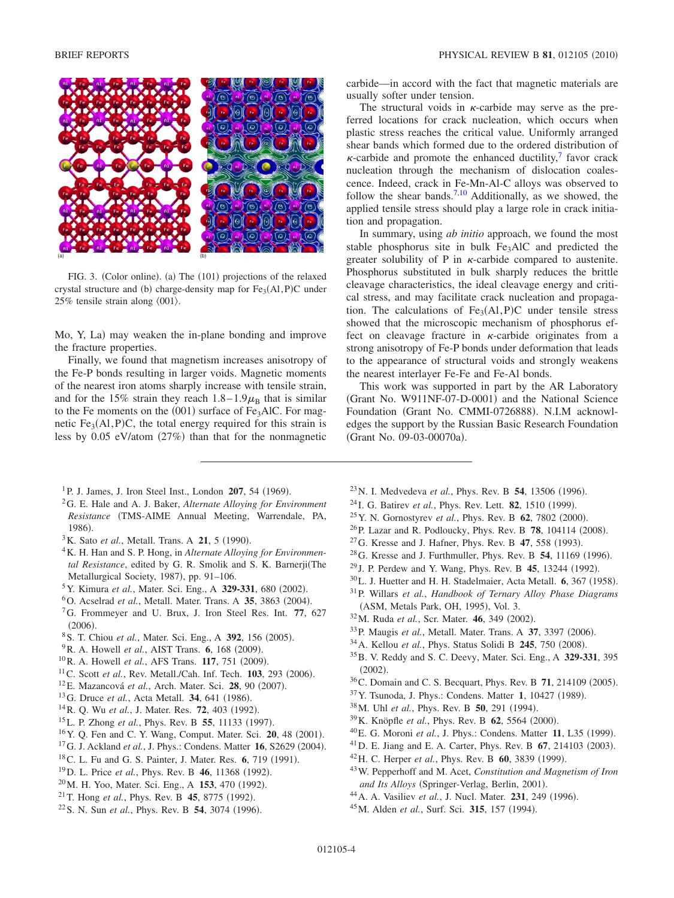FIG. 3. (Color online). (a) The (101) projections of the relaxed crystal structure and (b) charge-density map for $Fe_3(Al,P)C$ under 25% tensile strain along ⟨001⟩.

Mo, Y, La) may weaken the in-plane bonding and improve the fracture properties.

Finally, we found that magnetism increases anisotropy of the Fe-P bonds resulting in larger voids. Magnetic moments of the nearest iron atoms sharply increase with tensile strain, and for the 15% strain they reach $1.8-1.9\mu_B$ that is similar to the Fe moments on the (001) surface of $Fe_3AlC$. For magnetic $Fe_3(Al,P)C$, the total energy required for this strain is less by 0.05 eV/atom (27%) than that for the nonmagnetic carbide—in accord with the fact that magnetic materials are usually softer under tension.

The structural voids in $\kappa$-carbide may serve as the preferred locations for crack nucleation, which occurs when plastic stress reaches the critical value. Uniformly arranged shear bands which formed due to the ordered distribution of $\kappa$-carbide and promote the enhanced ductility,[7] favor crack nucleation through the mechanism of dislocation coalescence. Indeed, crack in Fe-Mn-Al-C alloys was observed to follow the shear bands.[7,10] Additionally, as we showed, the applied tensile stress should play a large role in crack initiation and propagation.

In summary, using *ab initio* approach, we found the most stable phosphorus site in bulk $Fe_3AlC$ and predicted the greater solubility of P in $\kappa$-carbide compared to austenite. Phosphorus substituted in bulk sharply reduces the brittle cleavage characteristics, the ideal cleavage energy and critical stress, and may facilitate crack nucleation and propagation. The calculations of $Fe_3(Al,P)C$ under tensile stress showed that the microscopic mechanism of phosphorus effect on cleavage fracture in $\kappa$-carbide originates from a strong anisotropy of Fe-P bonds under deformation that leads to the appearance of structural voids and strongly weakens the nearest interlayer Fe-Fe and Fe-Al bonds.

This work was supported in part by the AR Laboratory (Grant No. W911NF-07-D-0001) and the National Science Foundation (Grant No. CMMI-0726888). N.I.M acknowledges the support by the Russian Basic Research Foundation (Grant No. 09-03-00070a).

---

[1] P. J. James, J. Iron Steel Inst., London **207**, 54 (1969).
[2] G. E. Hale and A. J. Baker, *Alternate Alloying for Environment Resistance* (TMS-AIME Annual Meeting, Warrendale, PA, 1986).
[3] K. Sato *et al.*, Metall. Trans. A **21**, 5 (1990).
[4] K. H. Han and S. P. Hong, in *Alternate Alloying for Environmental Resistance*, edited by G. R. Smolik and S. K. Barnerji(The Metallurgical Society, 1987), pp. 91–106.
[5] Y. Kimura *et al.*, Mater. Sci. Eng., A **329-331**, 680 (2002).
[6] O. Acselrad *et al.*, Metall. Mater. Trans. A **35**, 3863 (2004).
[7] G. Frommeyer and U. Brux, J. Iron Steel Res. Int. **77**, 627 (2006).
[8] S. T. Chiou *et al.*, Mater. Sci. Eng., A **392**, 156 (2005).
[9] R. A. Howell *et al.*, AIST Trans. **6**, 168 (2009).
[10] R. A. Howell *et al.*, AFS Trans. **117**, 751 (2009).
[11] C. Scott *et al.*, Rev. Metall./Cah. Inf. Tech. **103**, 293 (2006).
[12] E. Mazancová *et al.*, Arch. Mater. Sci. **28**, 90 (2007).
[13] G. Druce *et al.*, Acta Metall. **34**, 641 (1986).
[14] R. Q. Wu *et al.*, J. Mater. Res. **72**, 403 (1992).
[15] L. P. Zhong *et al.*, Phys. Rev. B **55**, 11133 (1997).
[16] Y. Q. Fen and C. Y. Wang, Comput. Mater. Sci. **20**, 48 (2001).
[17] G. J. Ackland *et al.*, J. Phys.: Condens. Matter **16**, S2629 (2004).
[18] C. L. Fu and G. S. Painter, J. Mater. Res. **6**, 719 (1991).
[19] D. L. Price *et al.*, Phys. Rev. B **46**, 11368 (1992).
[20] M. H. Yoo, Mater. Sci. Eng., A **153**, 470 (1992).
[21] T. Hong *et al.*, Phys. Rev. B **45**, 8775 (1992).
[22] S. N. Sun *et al.*, Phys. Rev. B **54**, 3074 (1996).
[23] N. I. Medvedeva *et al.*, Phys. Rev. B **54**, 13506 (1996).
[24] I. G. Batirev *et al.*, Phys. Rev. Lett. **82**, 1510 (1999).
[25] Y. N. Gornostyrev *et al.*, Phys. Rev. B **62**, 7802 (2000).
[26] P. Lazar and R. Podloucky, Phys. Rev. B **78**, 104114 (2008).
[27] G. Kresse and J. Hafner, Phys. Rev. B **47**, 558 (1993).
[28] G. Kresse and J. Furthmuller, Phys. Rev. B **54**, 11169 (1996).
[29] J. P. Perdew and Y. Wang, Phys. Rev. B **45**, 13244 (1992).
[30] L. J. Huetter and H. H. Stadelmaier, Acta Metall. **6**, 367 (1958).
[31] P. Willars *et al.*, *Handbook of Ternary Alloy Phase Diagrams* (ASM, Metals Park, OH, 1995), Vol. 3.
[32] M. Ruda *et al.*, Scr. Mater. **46**, 349 (2002).
[33] P. Maugis *et al.*, Metall. Mater. Trans. A **37**, 3397 (2006).
[34] A. Kellou *et al.*, Phys. Status Solidi B **245**, 750 (2008).
[35] B. V. Reddy and S. C. Deevy, Mater. Sci. Eng., A **329-331**, 395 (2002).
[36] C. Domain and C. S. Becquart, Phys. Rev. B **71**, 214109 (2005).
[37] Y. Tsunoda, J. Phys.: Condens. Matter **1**, 10427 (1989).
[38] M. Uhl *et al.*, Phys. Rev. B **50**, 291 (1994).
[39] K. Knöpfle *et al.*, Phys. Rev. B **62**, 5564 (2000).
[40] E. G. Moroni *et al.*, J. Phys.: Condens. Matter **11**, L35 (1999).
[41] D. E. Jiang and E. A. Carter, Phys. Rev. B **67**, 214103 (2003).
[42] H. C. Herper *et al.*, Phys. Rev. B **60**, 3839 (1999).
[43] W. Pepperhoff and M. Acet, *Constitution and Magnetism of Iron and Its Alloys* (Springer-Verlag, Berlin, 2001).
[44] A. A. Vasiliev *et al.*, J. Nucl. Mater. **231**, 249 (1996).
[45] M. Alden *et al.*, Surf. Sci. **315**, 157 (1994).